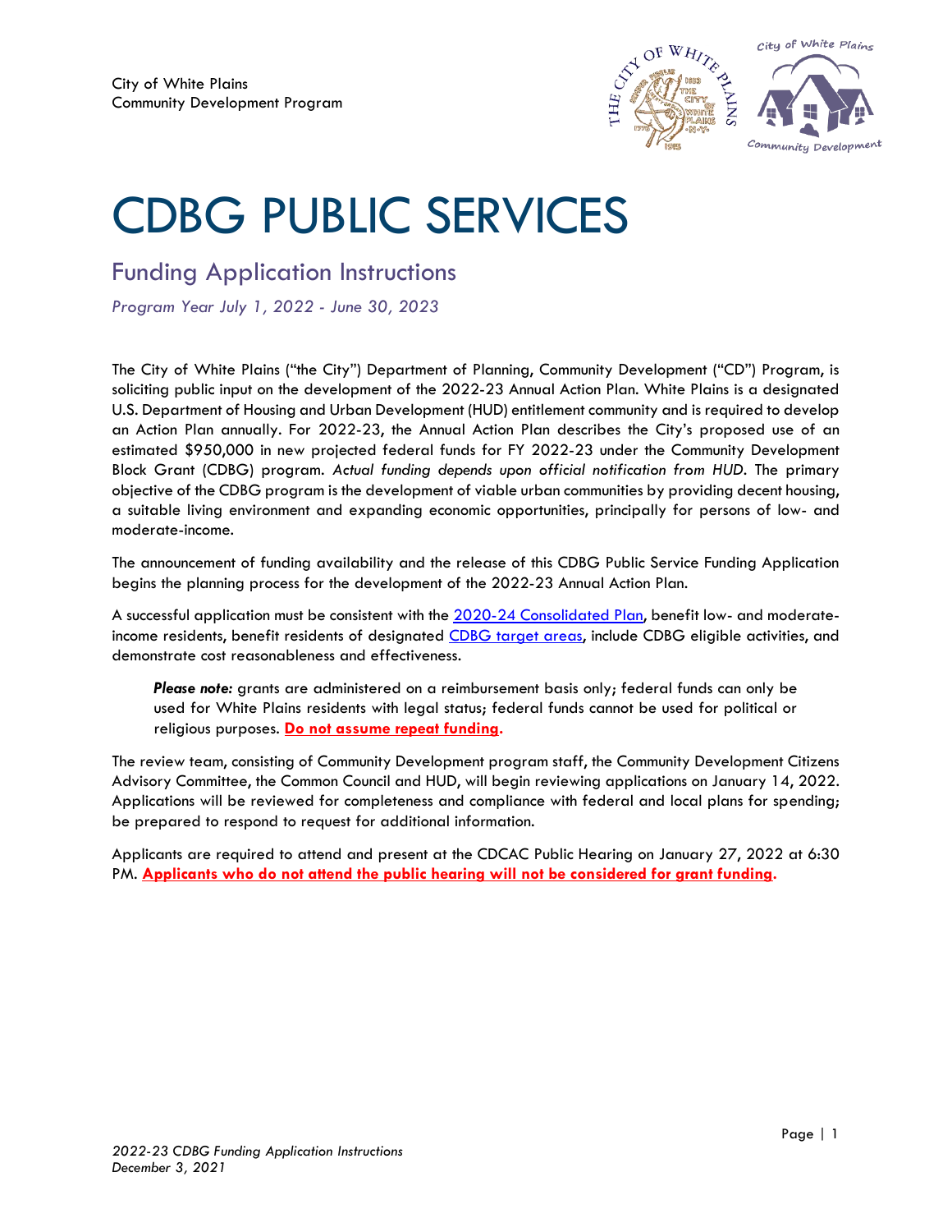City of White Plains
Community Development Program

# CDBG PUBLIC SERVICES

## Funding Application Instructions

*Program Year July 1, 2022 - June 30, 2023*

The City of White Plains ("the City") Department of Planning, Community Development ("CD") Program, is soliciting public input on the development of the 2022-23 Annual Action Plan. White Plains is a designated U.S. Department of Housing and Urban Development (HUD) entitlement community and is required to develop an Action Plan annually. For 2022-23, the Annual Action Plan describes the City's proposed use of an estimated $950,000 in new projected federal funds for FY 2022-23 under the Community Development Block Grant (CDBG) program. *Actual funding depends upon official notification from HUD.* The primary objective of the CDBG program is the development of viable urban communities by providing decent housing, a suitable living environment and expanding economic opportunities, principally for persons of low- and moderate-income.

The announcement of funding availability and the release of this CDBG Public Service Funding Application begins the planning process for the development of the 2022-23 Annual Action Plan.

A successful application must be consistent with the 2020-24 Consolidated Plan, benefit low- and moderate-income residents, benefit residents of designated CDBG target areas, include CDBG eligible activities, and demonstrate cost reasonableness and effectiveness.

> ***Please note:*** grants are administered on a reimbursement basis only; federal funds can only be used for White Plains residents with legal status; federal funds cannot be used for political or religious purposes. **Do not assume repeat funding.**

The review team, consisting of Community Development program staff, the Community Development Citizens Advisory Committee, the Common Council and HUD, will begin reviewing applications on January 14, 2022. Applications will be reviewed for completeness and compliance with federal and local plans for spending; be prepared to respond to request for additional information.

Applicants are required to attend and present at the CDCAC Public Hearing on January 27, 2022 at 6:30 PM. **Applicants who do not attend the public hearing will not be considered for grant funding.**

*2022-23 CDBG Funding Application Instructions*
*December 3, 2021*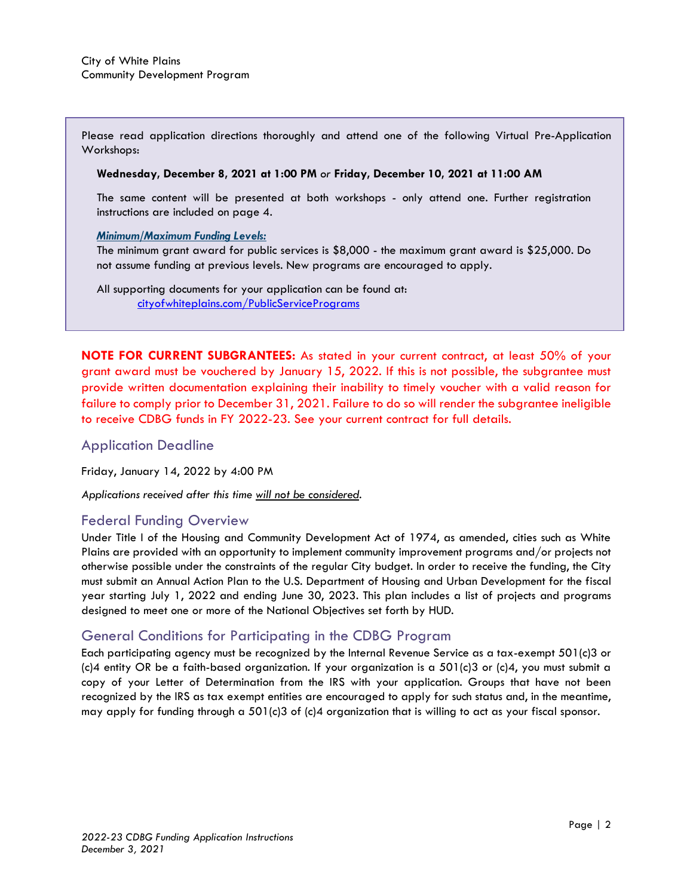City of White Plains
Community Development Program

Please read application directions thoroughly and attend one of the following Virtual Pre-Application Workshops:

**Wednesday, December 8, 2021 at 1:00 PM** *or* **Friday, December 10, 2021 at 11:00 AM**

The same content will be presented at both workshops - only attend one. Further registration instructions are included on page 4.

***Minimum/Maximum Funding Levels:***
The minimum grant award for public services is $8,000 - the maximum grant award is $25,000. Do not assume funding at previous levels. New programs are encouraged to apply.

All supporting documents for your application can be found at:
cityofwhiteplains.com/PublicServicePrograms

**NOTE FOR CURRENT SUBGRANTEES:** As stated in your current contract, at least 50% of your grant award must be vouchered by January 15, 2022. If this is not possible, the subgrantee must provide written documentation explaining their inability to timely voucher with a valid reason for failure to comply prior to December 31, 2021. Failure to do so will render the subgrantee ineligible to receive CDBG funds in FY 2022-23. See your current contract for full details.

## Application Deadline

Friday, January 14, 2022 by 4:00 PM

*Applications received after this time will not be considered.*

## Federal Funding Overview

Under Title I of the Housing and Community Development Act of 1974, as amended, cities such as White Plains are provided with an opportunity to implement community improvement programs and/or projects not otherwise possible under the constraints of the regular City budget. In order to receive the funding, the City must submit an Annual Action Plan to the U.S. Department of Housing and Urban Development for the fiscal year starting July 1, 2022 and ending June 30, 2023. This plan includes a list of projects and programs designed to meet one or more of the National Objectives set forth by HUD.

## General Conditions for Participating in the CDBG Program

Each participating agency must be recognized by the Internal Revenue Service as a tax-exempt 501(c)3 or (c)4 entity OR be a faith-based organization. If your organization is a 501(c)3 or (c)4, you must submit a copy of your Letter of Determination from the IRS with your application. Groups that have not been recognized by the IRS as tax exempt entities are encouraged to apply for such status and, in the meantime, may apply for funding through a 501(c)3 of (c)4 organization that is willing to act as your fiscal sponsor.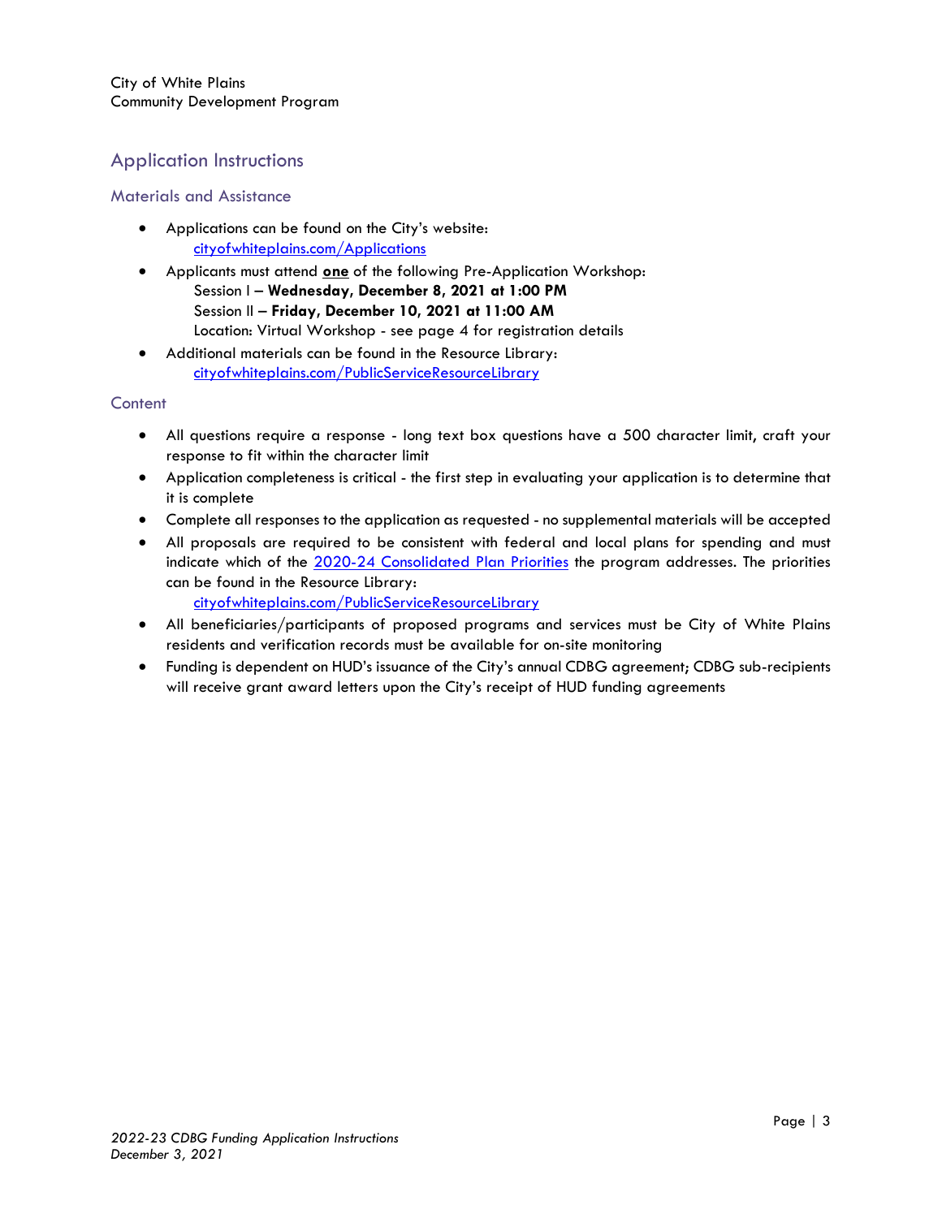City of White Plains
Community Development Program

## Application Instructions

### Materials and Assistance

- Applications can be found on the City's website:
  [cityofwhiteplains.com/Applications](cityofwhiteplains.com/Applications)
- Applicants must attend **one** of the following Pre-Application Workshop:
  Session I – **Wednesday, December 8, 2021 at 1:00 PM**
  Session II – **Friday, December 10, 2021 at 11:00 AM**
  Location: Virtual Workshop - see page 4 for registration details
- Additional materials can be found in the Resource Library:
  [cityofwhiteplains.com/PublicServiceResourceLibrary](cityofwhiteplains.com/PublicServiceResourceLibrary)

### Content

- All questions require a response - long text box questions have a 500 character limit, craft your response to fit within the character limit
- Application completeness is critical - the first step in evaluating your application is to determine that it is complete
- Complete all responses to the application as requested - no supplemental materials will be accepted
- All proposals are required to be consistent with federal and local plans for spending and must indicate which of the 2020-24 Consolidated Plan Priorities the program addresses. The priorities can be found in the Resource Library:
  [cityofwhiteplains.com/PublicServiceResourceLibrary](cityofwhiteplains.com/PublicServiceResourceLibrary)
- All beneficiaries/participants of proposed programs and services must be City of White Plains residents and verification records must be available for on-site monitoring
- Funding is dependent on HUD's issuance of the City's annual CDBG agreement; CDBG sub-recipients will receive grant award letters upon the City's receipt of HUD funding agreements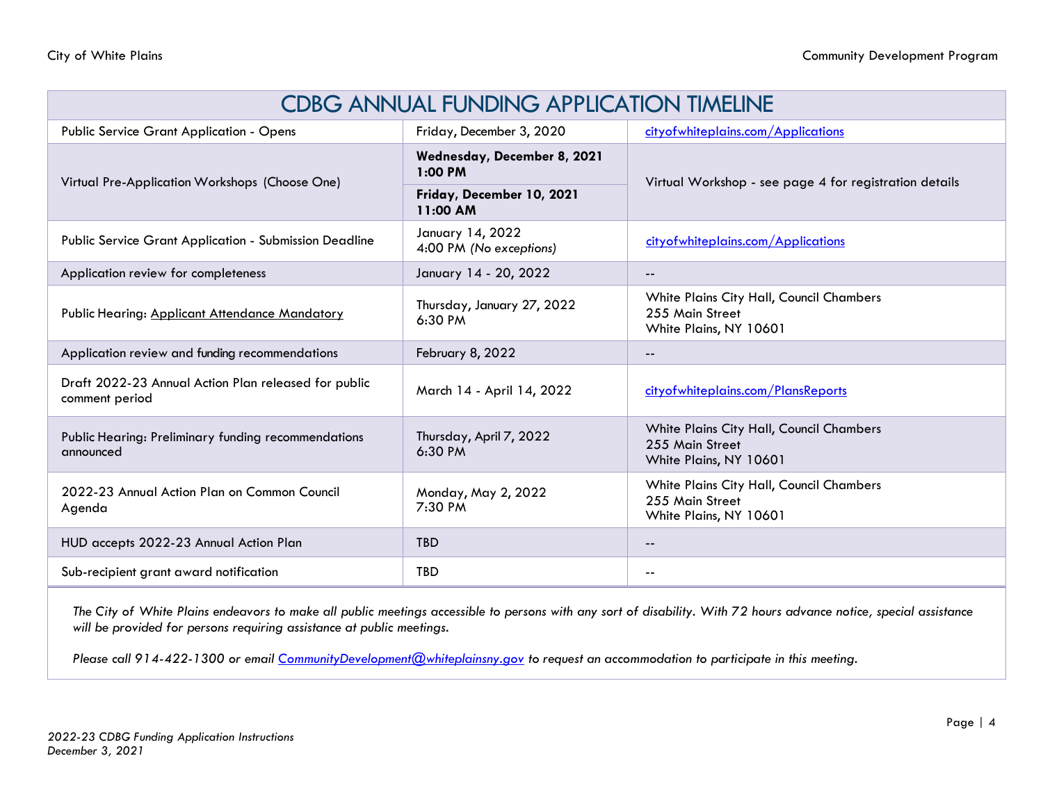# CDBG ANNUAL FUNDING APPLICATION TIMELINE

| Event | Date | Location / Details |
| --- | --- | --- |
| Public Service Grant Application - Opens | Friday, December 3, 2020 | cityofwhiteplains.com/Applications |
| Virtual Pre-Application Workshops (Choose One) | **Wednesday, December 8, 2021 1:00 PM** | Virtual Workshop - see page 4 for registration details |
| | **Friday, December 10, 2021 11:00 AM** | |
| Public Service Grant Application - Submission Deadline | January 14, 2022 4:00 PM *(No exceptions)* | cityofwhiteplains.com/Applications |
| Application review for completeness | January 14 - 20, 2022 | -- |
| Public Hearing: Applicant Attendance Mandatory | Thursday, January 27, 2022 6:30 PM | White Plains City Hall, Council Chambers 255 Main Street White Plains, NY 10601 |
| Application review and funding recommendations | February 8, 2022 | -- |
| Draft 2022-23 Annual Action Plan released for public comment period | March 14 - April 14, 2022 | cityofwhiteplains.com/PlansReports |
| Public Hearing: Preliminary funding recommendations announced | Thursday, April 7, 2022 6:30 PM | White Plains City Hall, Council Chambers 255 Main Street White Plains, NY 10601 |
| 2022-23 Annual Action Plan on Common Council Agenda | Monday, May 2, 2022 7:30 PM | White Plains City Hall, Council Chambers 255 Main Street White Plains, NY 10601 |
| HUD accepts 2022-23 Annual Action Plan | TBD | -- |
| Sub-recipient grant award notification | TBD | -- |

*The City of White Plains endeavors to make all public meetings accessible to persons with any sort of disability. With 72 hours advance notice, special assistance will be provided for persons requiring assistance at public meetings.*

*Please call 914-422-1300 or email CommunityDevelopment@whiteplainsny.gov to request an accommodation to participate in this meeting.*

*2022-23 CDBG Funding Application Instructions*
*December 3, 2021*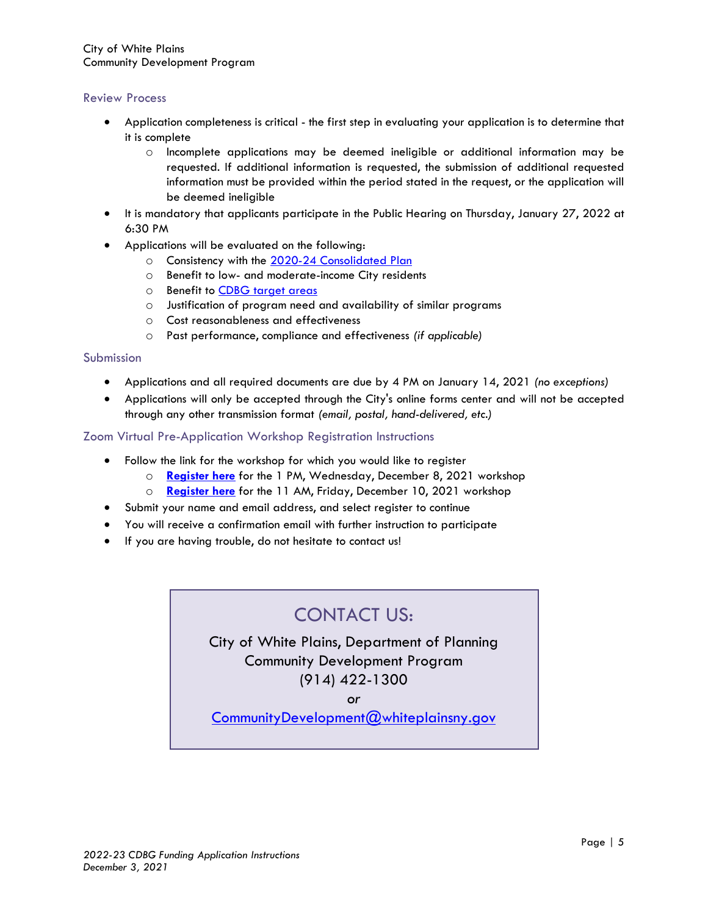## Review Process

- Application completeness is critical - the first step in evaluating your application is to determine that it is complete
    - Incomplete applications may be deemed ineligible or additional information may be requested. If additional information is requested, the submission of additional requested information must be provided within the period stated in the request, or the application will be deemed ineligible
- It is mandatory that applicants participate in the Public Hearing on Thursday, January 27, 2022 at 6:30 PM
- Applications will be evaluated on the following:
    - Consistency with the 2020-24 Consolidated Plan
    - Benefit to low- and moderate-income City residents
    - Benefit to CDBG target areas
    - Justification of program need and availability of similar programs
    - Cost reasonableness and effectiveness
    - Past performance, compliance and effectiveness *(if applicable)*

## Submission

- Applications and all required documents are due by 4 PM on January 14, 2021 *(no exceptions)*
- Applications will only be accepted through the City's online forms center and will not be accepted through any other transmission format *(email, postal, hand-delivered, etc.)*

## Zoom Virtual Pre-Application Workshop Registration Instructions

- Follow the link for the workshop for which you would like to register
    - **Register here** for the 1 PM, Wednesday, December 8, 2021 workshop
    - **Register here** for the 11 AM, Friday, December 10, 2021 workshop
- Submit your name and email address, and select register to continue
- You will receive a confirmation email with further instruction to participate
- If you are having trouble, do not hesitate to contact us!

## CONTACT US:

City of White Plains, Department of Planning
Community Development Program
(914) 422-1300
*or*
CommunityDevelopment@whiteplainsny.gov